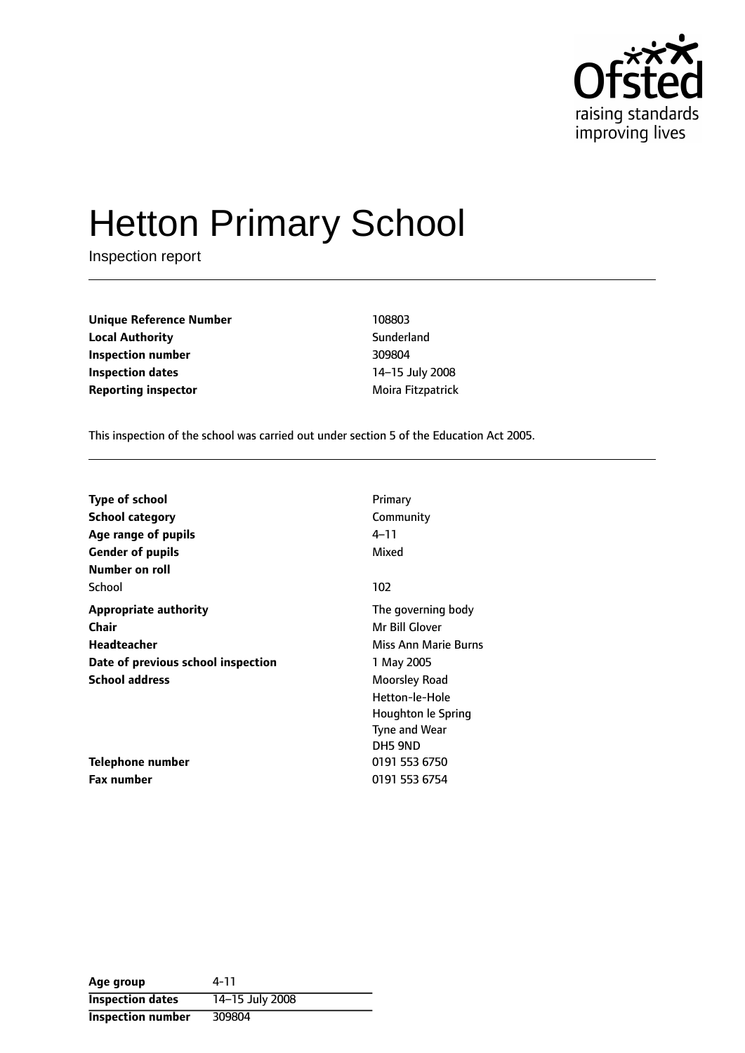# Hetton Primary School

Inspection report

| | |
|---|---|
| **Unique Reference Number** | 108803 |
| **Local Authority** | Sunderland |
| **Inspection number** | 309804 |
| **Inspection dates** | 14–15 July 2008 |
| **Reporting inspector** | Moira Fitzpatrick |

This inspection of the school was carried out under section 5 of the Education Act 2005.

| | |
|---|---|
| **Type of school** | Primary |
| **School category** | Community |
| **Age range of pupils** | 4–11 |
| **Gender of pupils** | Mixed |
| **Number on roll** | |
| School | 102 |
| **Appropriate authority** | The governing body |
| **Chair** | Mr Bill Glover |
| **Headteacher** | Miss Ann Marie Burns |
| **Date of previous school inspection** | 1 May 2005 |
| **School address** | Moorsley Road<br>Hetton-le-Hole<br>Houghton le Spring<br>Tyne and Wear<br>DH5 9ND |
| **Telephone number** | 0191 553 6750 |
| **Fax number** | 0191 553 6754 |

| | |
|---|---|
| **Age group** | 4-11 |
| **Inspection dates** | 14–15 July 2008 |
| **Inspection number** | 309804 |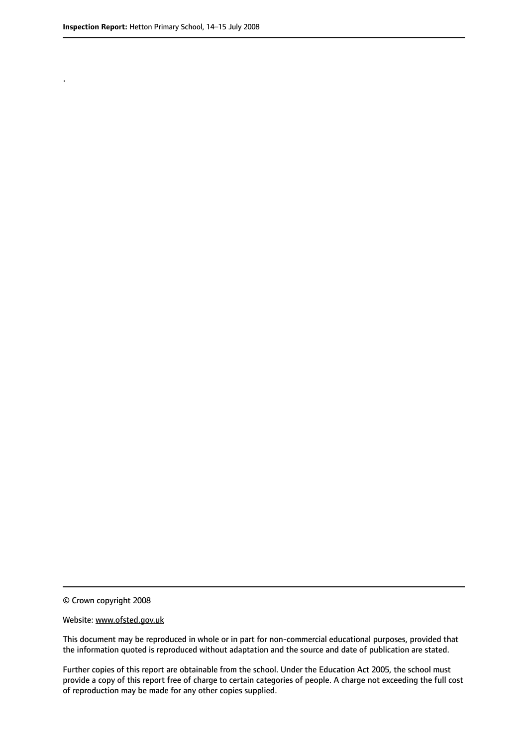.

© Crown copyright 2008

Website: www.ofsted.gov.uk

This document may be reproduced in whole or in part for non-commercial educational purposes, provided that the information quoted is reproduced without adaptation and the source and date of publication are stated.

Further copies of this report are obtainable from the school. Under the Education Act 2005, the school must provide a copy of this report free of charge to certain categories of people. A charge not exceeding the full cost of reproduction may be made for any other copies supplied.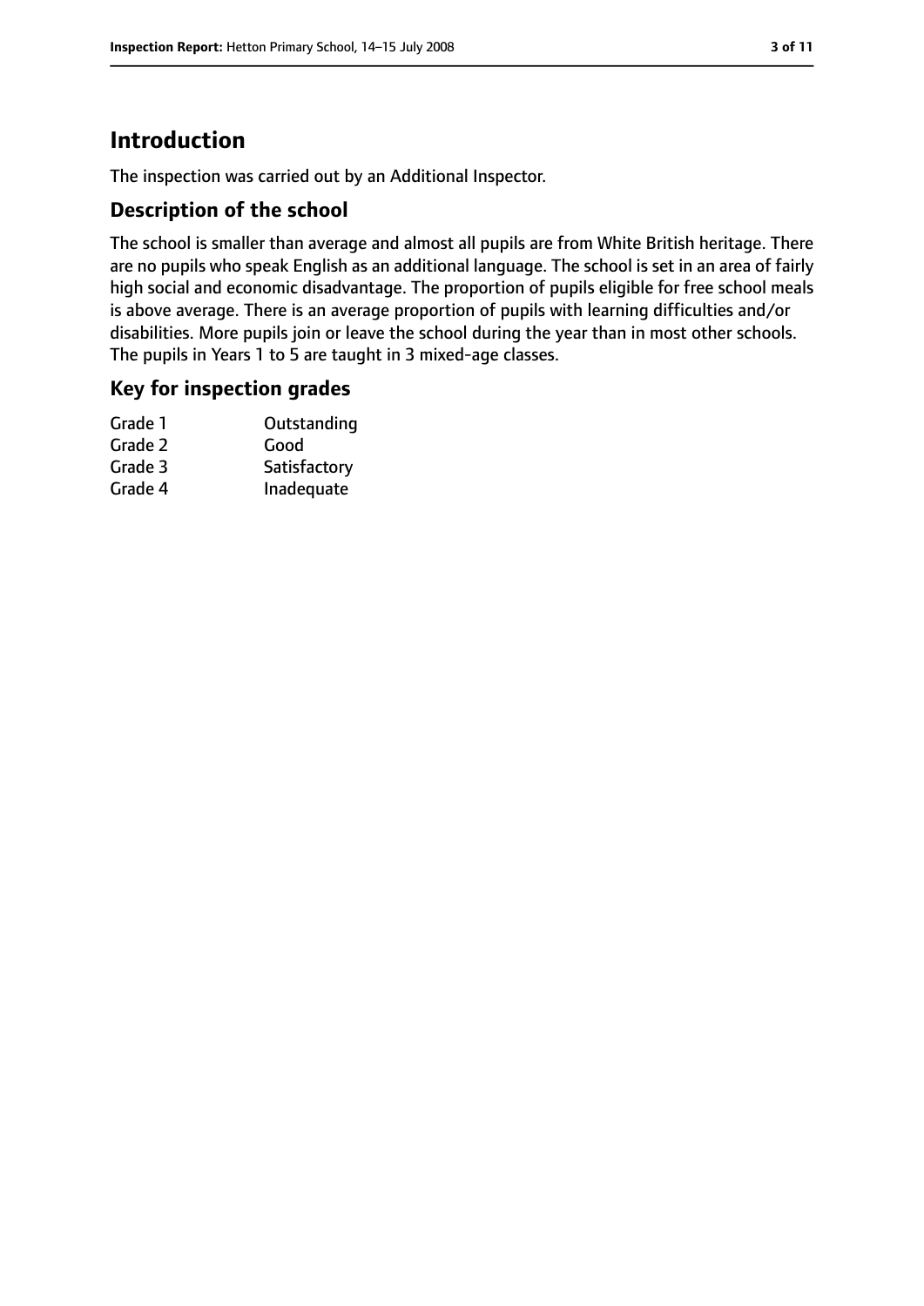# Introduction

The inspection was carried out by an Additional Inspector.

## Description of the school

The school is smaller than average and almost all pupils are from White British heritage. There are no pupils who speak English as an additional language. The school is set in an area of fairly high social and economic disadvantage. The proportion of pupils eligible for free school meals is above average. There is an average proportion of pupils with learning difficulties and/or disabilities. More pupils join or leave the school during the year than in most other schools. The pupils in Years 1 to 5 are taught in 3 mixed-age classes.

## Key for inspection grades

| | |
|---|---|
| Grade 1 | Outstanding |
| Grade 2 | Good |
| Grade 3 | Satisfactory |
| Grade 4 | Inadequate |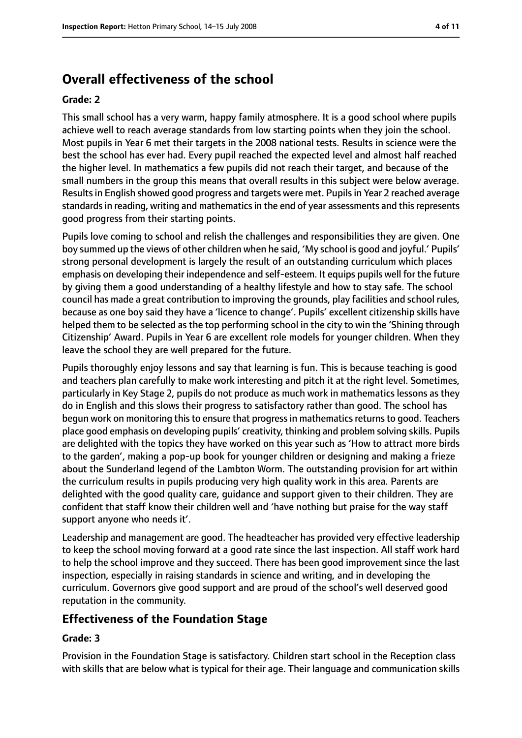## Overall effectiveness of the school

### Grade: 2

This small school has a very warm, happy family atmosphere. It is a good school where pupils achieve well to reach average standards from low starting points when they join the school. Most pupils in Year 6 met their targets in the 2008 national tests. Results in science were the best the school has ever had. Every pupil reached the expected level and almost half reached the higher level. In mathematics a few pupils did not reach their target, and because of the small numbers in the group this means that overall results in this subject were below average. Results in English showed good progress and targets were met. Pupils in Year 2 reached average standards in reading, writing and mathematics in the end of year assessments and this represents good progress from their starting points.

Pupils love coming to school and relish the challenges and responsibilities they are given. One boy summed up the views of other children when he said, 'My school is good and joyful.' Pupils' strong personal development is largely the result of an outstanding curriculum which places emphasis on developing their independence and self-esteem. It equips pupils well for the future by giving them a good understanding of a healthy lifestyle and how to stay safe. The school council has made a great contribution to improving the grounds, play facilities and school rules, because as one boy said they have a 'licence to change'. Pupils' excellent citizenship skills have helped them to be selected as the top performing school in the city to win the 'Shining through Citizenship' Award. Pupils in Year 6 are excellent role models for younger children. When they leave the school they are well prepared for the future.

Pupils thoroughly enjoy lessons and say that learning is fun. This is because teaching is good and teachers plan carefully to make work interesting and pitch it at the right level. Sometimes, particularly in Key Stage 2, pupils do not produce as much work in mathematics lessons as they do in English and this slows their progress to satisfactory rather than good. The school has begun work on monitoring this to ensure that progress in mathematics returns to good. Teachers place good emphasis on developing pupils' creativity, thinking and problem solving skills. Pupils are delighted with the topics they have worked on this year such as 'How to attract more birds to the garden', making a pop-up book for younger children or designing and making a frieze about the Sunderland legend of the Lambton Worm. The outstanding provision for art within the curriculum results in pupils producing very high quality work in this area. Parents are delighted with the good quality care, guidance and support given to their children. They are confident that staff know their children well and 'have nothing but praise for the way staff support anyone who needs it'.

Leadership and management are good. The headteacher has provided very effective leadership to keep the school moving forward at a good rate since the last inspection. All staff work hard to help the school improve and they succeed. There has been good improvement since the last inspection, especially in raising standards in science and writing, and in developing the curriculum. Governors give good support and are proud of the school's well deserved good reputation in the community.

## Effectiveness of the Foundation Stage

### Grade: 3

Provision in the Foundation Stage is satisfactory. Children start school in the Reception class with skills that are below what is typical for their age. Their language and communication skills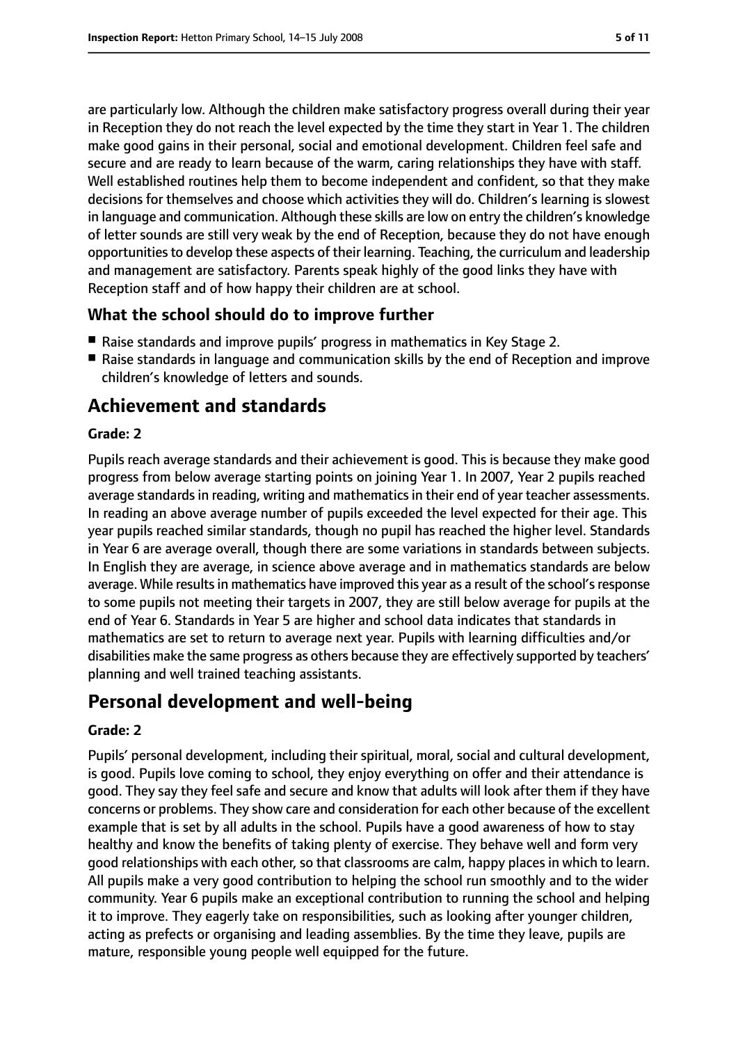are particularly low. Although the children make satisfactory progress overall during their year in Reception they do not reach the level expected by the time they start in Year 1. The children make good gains in their personal, social and emotional development. Children feel safe and secure and are ready to learn because of the warm, caring relationships they have with staff. Well established routines help them to become independent and confident, so that they make decisions for themselves and choose which activities they will do. Children's learning is slowest in language and communication. Although these skills are low on entry the children's knowledge of letter sounds are still very weak by the end of Reception, because they do not have enough opportunities to develop these aspects of their learning. Teaching, the curriculum and leadership and management are satisfactory. Parents speak highly of the good links they have with Reception staff and of how happy their children are at school.

### What the school should do to improve further

- Raise standards and improve pupils' progress in mathematics in Key Stage 2.
- Raise standards in language and communication skills by the end of Reception and improve children's knowledge of letters and sounds.

## Achievement and standards

**Grade: 2**

Pupils reach average standards and their achievement is good. This is because they make good progress from below average starting points on joining Year 1. In 2007, Year 2 pupils reached average standards in reading, writing and mathematics in their end of year teacher assessments. In reading an above average number of pupils exceeded the level expected for their age. This year pupils reached similar standards, though no pupil has reached the higher level. Standards in Year 6 are average overall, though there are some variations in standards between subjects. In English they are average, in science above average and in mathematics standards are below average. While results in mathematics have improved this year as a result of the school's response to some pupils not meeting their targets in 2007, they are still below average for pupils at the end of Year 6. Standards in Year 5 are higher and school data indicates that standards in mathematics are set to return to average next year. Pupils with learning difficulties and/or disabilities make the same progress as others because they are effectively supported by teachers' planning and well trained teaching assistants.

## Personal development and well-being

**Grade: 2**

Pupils' personal development, including their spiritual, moral, social and cultural development, is good. Pupils love coming to school, they enjoy everything on offer and their attendance is good. They say they feel safe and secure and know that adults will look after them if they have concerns or problems. They show care and consideration for each other because of the excellent example that is set by all adults in the school. Pupils have a good awareness of how to stay healthy and know the benefits of taking plenty of exercise. They behave well and form very good relationships with each other, so that classrooms are calm, happy places in which to learn. All pupils make a very good contribution to helping the school run smoothly and to the wider community. Year 6 pupils make an exceptional contribution to running the school and helping it to improve. They eagerly take on responsibilities, such as looking after younger children, acting as prefects or organising and leading assemblies. By the time they leave, pupils are mature, responsible young people well equipped for the future.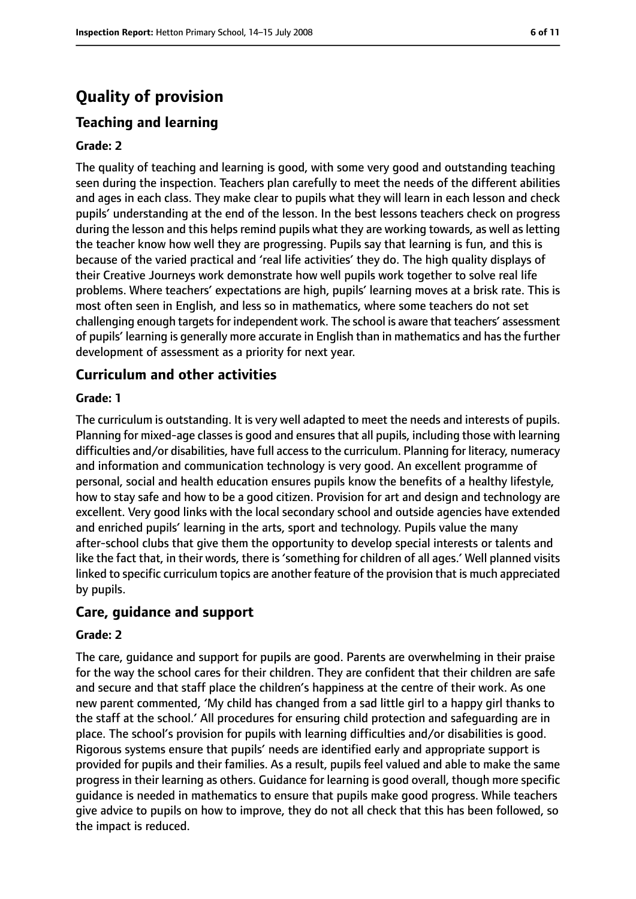# Quality of provision

## Teaching and learning

**Grade: 2**

The quality of teaching and learning is good, with some very good and outstanding teaching seen during the inspection. Teachers plan carefully to meet the needs of the different abilities and ages in each class. They make clear to pupils what they will learn in each lesson and check pupils' understanding at the end of the lesson. In the best lessons teachers check on progress during the lesson and this helps remind pupils what they are working towards, as well as letting the teacher know how well they are progressing. Pupils say that learning is fun, and this is because of the varied practical and 'real life activities' they do. The high quality displays of their Creative Journeys work demonstrate how well pupils work together to solve real life problems. Where teachers' expectations are high, pupils' learning moves at a brisk rate. This is most often seen in English, and less so in mathematics, where some teachers do not set challenging enough targets for independent work. The school is aware that teachers' assessment of pupils' learning is generally more accurate in English than in mathematics and has the further development of assessment as a priority for next year.

## Curriculum and other activities

**Grade: 1**

The curriculum is outstanding. It is very well adapted to meet the needs and interests of pupils. Planning for mixed-age classes is good and ensures that all pupils, including those with learning difficulties and/or disabilities, have full access to the curriculum. Planning for literacy, numeracy and information and communication technology is very good. An excellent programme of personal, social and health education ensures pupils know the benefits of a healthy lifestyle, how to stay safe and how to be a good citizen. Provision for art and design and technology are excellent. Very good links with the local secondary school and outside agencies have extended and enriched pupils' learning in the arts, sport and technology. Pupils value the many after-school clubs that give them the opportunity to develop special interests or talents and like the fact that, in their words, there is 'something for children of all ages.' Well planned visits linked to specific curriculum topics are another feature of the provision that is much appreciated by pupils.

## Care, guidance and support

**Grade: 2**

The care, guidance and support for pupils are good. Parents are overwhelming in their praise for the way the school cares for their children. They are confident that their children are safe and secure and that staff place the children's happiness at the centre of their work. As one new parent commented, 'My child has changed from a sad little girl to a happy girl thanks to the staff at the school.' All procedures for ensuring child protection and safeguarding are in place. The school's provision for pupils with learning difficulties and/or disabilities is good. Rigorous systems ensure that pupils' needs are identified early and appropriate support is provided for pupils and their families. As a result, pupils feel valued and able to make the same progress in their learning as others. Guidance for learning is good overall, though more specific guidance is needed in mathematics to ensure that pupils make good progress. While teachers give advice to pupils on how to improve, they do not all check that this has been followed, so the impact is reduced.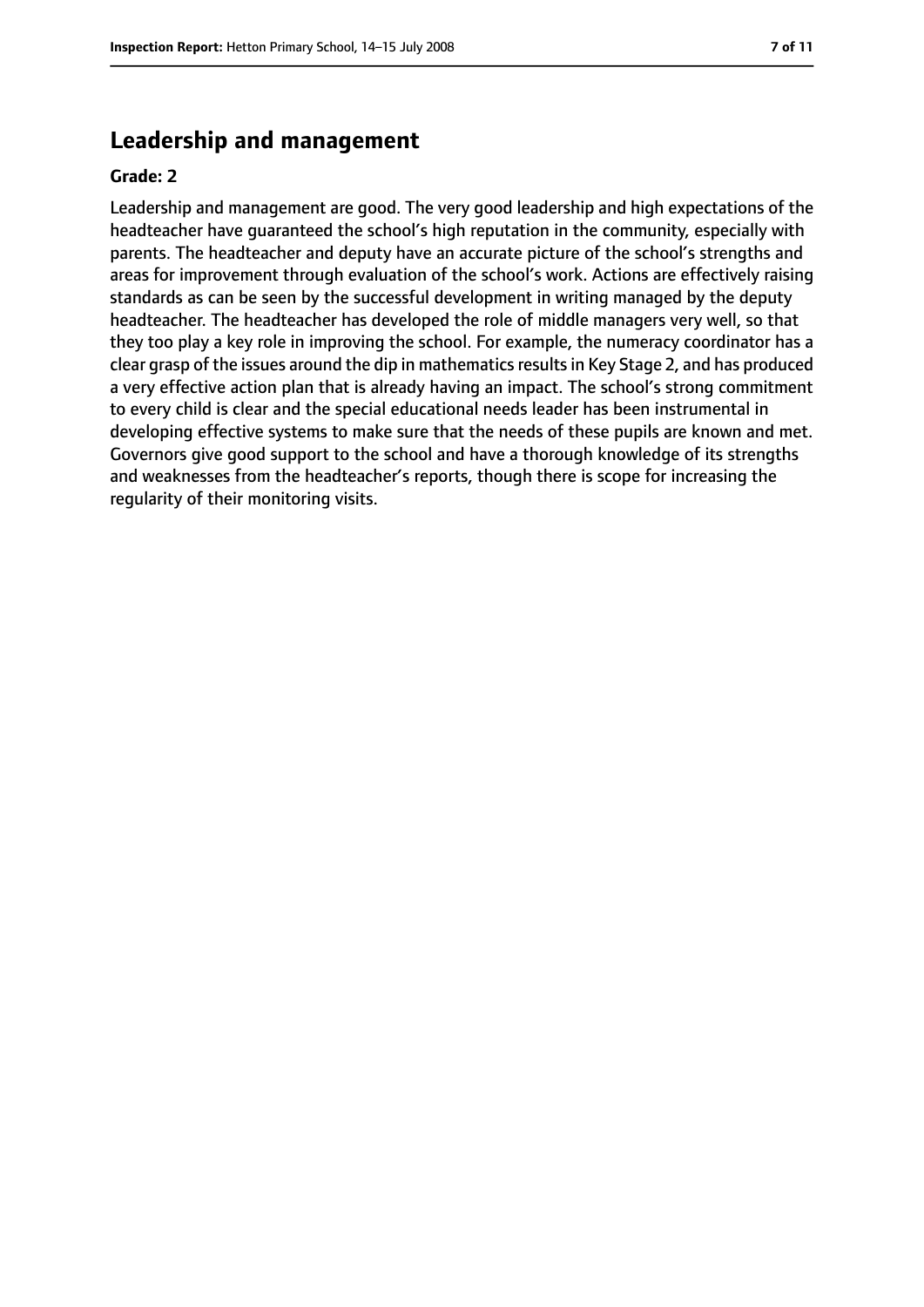## Leadership and management

**Grade: 2**

Leadership and management are good. The very good leadership and high expectations of the headteacher have guaranteed the school's high reputation in the community, especially with parents. The headteacher and deputy have an accurate picture of the school's strengths and areas for improvement through evaluation of the school's work. Actions are effectively raising standards as can be seen by the successful development in writing managed by the deputy headteacher. The headteacher has developed the role of middle managers very well, so that they too play a key role in improving the school. For example, the numeracy coordinator has a clear grasp of the issues around the dip in mathematics results in Key Stage 2, and has produced a very effective action plan that is already having an impact. The school's strong commitment to every child is clear and the special educational needs leader has been instrumental in developing effective systems to make sure that the needs of these pupils are known and met. Governors give good support to the school and have a thorough knowledge of its strengths and weaknesses from the headteacher's reports, though there is scope for increasing the regularity of their monitoring visits.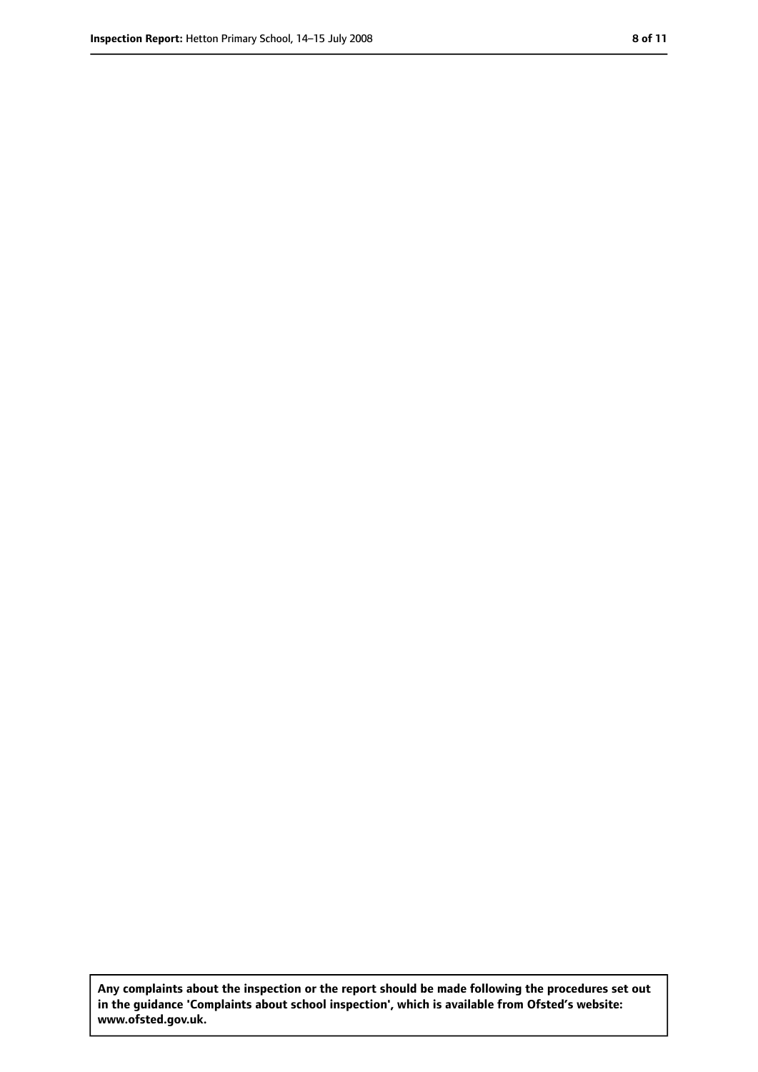**Any complaints about the inspection or the report should be made following the procedures set out in the guidance 'Complaints about school inspection', which is available from Ofsted's website: www.ofsted.gov.uk.**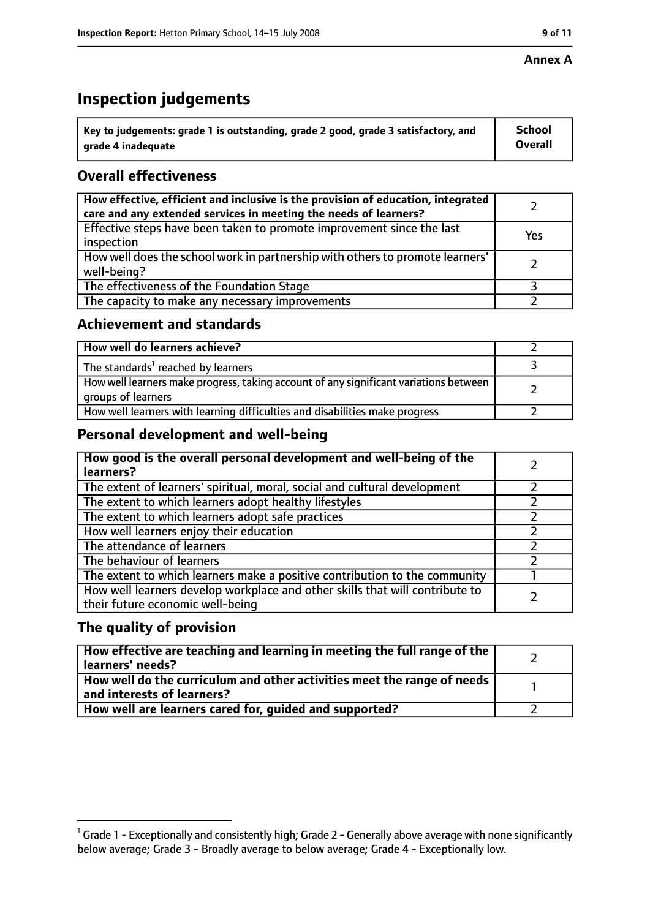**Annex A**

# Inspection judgements

| Key to judgements: grade 1 is outstanding, grade 2 good, grade 3 satisfactory, and grade 4 inadequate | School Overall |
| --- | --- |

## Overall effectiveness

| | |
| --- | --- |
| How effective, efficient and inclusive is the provision of education, integrated care and any extended services in meeting the needs of learners? | 2 |
| Effective steps have been taken to promote improvement since the last inspection | Yes |
| How well does the school work in partnership with others to promote learners' well-being? | 2 |
| The effectiveness of the Foundation Stage | 3 |
| The capacity to make any necessary improvements | 2 |

## Achievement and standards

| | |
| --- | --- |
| **How well do learners achieve?** | 2 |
| The standards[1] reached by learners | 3 |
| How well learners make progress, taking account of any significant variations between groups of learners | 2 |
| How well learners with learning difficulties and disabilities make progress | 2 |

## Personal development and well-being

| | |
| --- | --- |
| **How good is the overall personal development and well-being of the learners?** | 2 |
| The extent of learners' spiritual, moral, social and cultural development | 2 |
| The extent to which learners adopt healthy lifestyles | 2 |
| The extent to which learners adopt safe practices | 2 |
| How well learners enjoy their education | 2 |
| The attendance of learners | 2 |
| The behaviour of learners | 2 |
| The extent to which learners make a positive contribution to the community | 1 |
| How well learners develop workplace and other skills that will contribute to their future economic well-being | 2 |

## The quality of provision

| | |
| --- | --- |
| **How effective are teaching and learning in meeting the full range of the learners' needs?** | 2 |
| **How well do the curriculum and other activities meet the range of needs and interests of learners?** | 1 |
| **How well are learners cared for, guided and supported?** | 2 |

[1] Grade 1 - Exceptionally and consistently high; Grade 2 - Generally above average with none significantly below average; Grade 3 - Broadly average to below average; Grade 4 - Exceptionally low.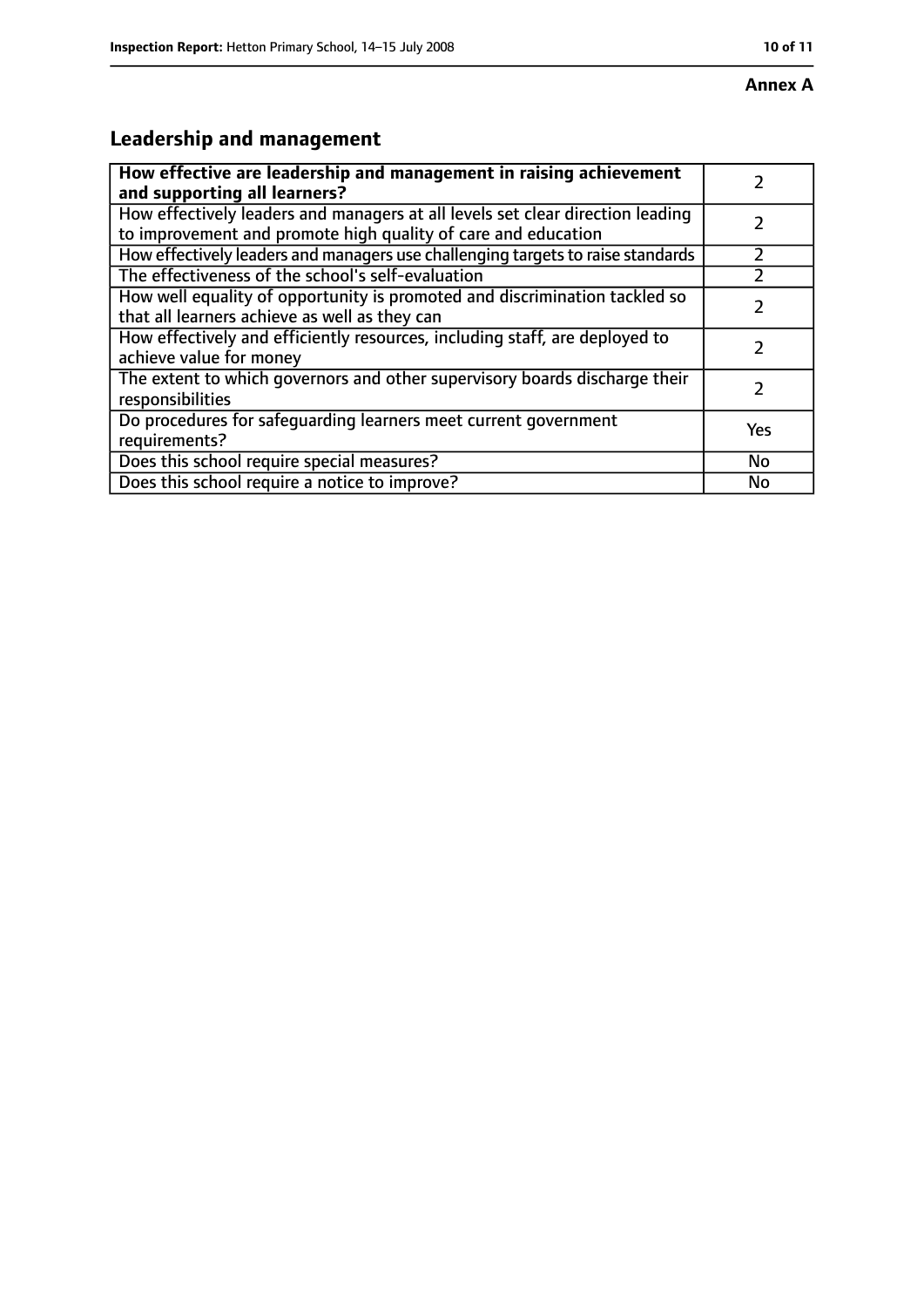**Annex A**

## Leadership and management

| How effective are leadership and management in raising achievement and supporting all learners? | 2 |
|---|---|
| How effectively leaders and managers at all levels set clear direction leading to improvement and promote high quality of care and education | 2 |
| How effectively leaders and managers use challenging targets to raise standards | 2 |
| The effectiveness of the school's self-evaluation | 2 |
| How well equality of opportunity is promoted and discrimination tackled so that all learners achieve as well as they can | 2 |
| How effectively and efficiently resources, including staff, are deployed to achieve value for money | 2 |
| The extent to which governors and other supervisory boards discharge their responsibilities | 2 |
| Do procedures for safeguarding learners meet current government requirements? | Yes |
| Does this school require special measures? | No |
| Does this school require a notice to improve? | No |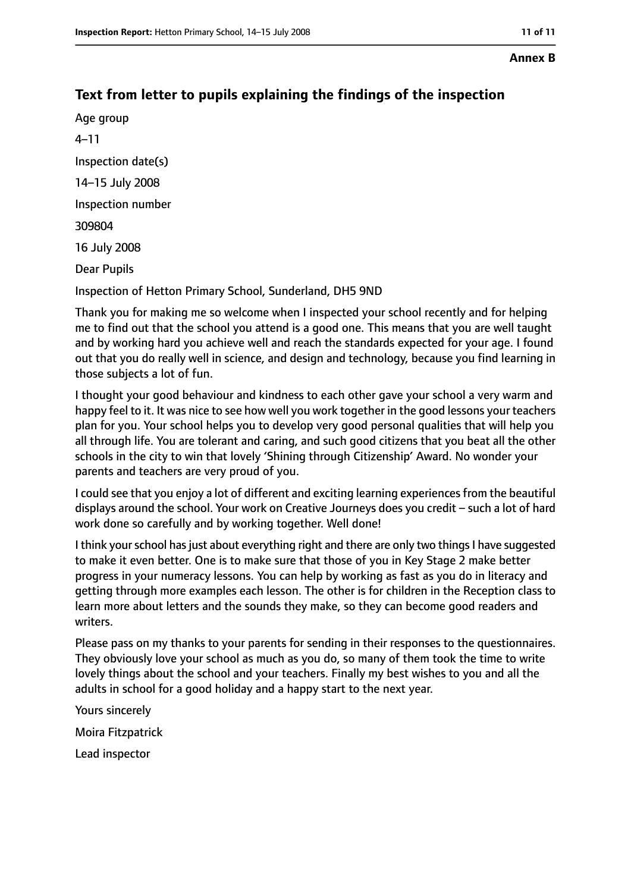**Annex B**

## Text from letter to pupils explaining the findings of the inspection

Age group

4–11

Inspection date(s)

14–15 July 2008

Inspection number

309804

16 July 2008

Dear Pupils

Inspection of Hetton Primary School, Sunderland, DH5 9ND

Thank you for making me so welcome when I inspected your school recently and for helping me to find out that the school you attend is a good one. This means that you are well taught and by working hard you achieve well and reach the standards expected for your age. I found out that you do really well in science, and design and technology, because you find learning in those subjects a lot of fun.

I thought your good behaviour and kindness to each other gave your school a very warm and happy feel to it. It was nice to see how well you work together in the good lessons your teachers plan for you. Your school helps you to develop very good personal qualities that will help you all through life. You are tolerant and caring, and such good citizens that you beat all the other schools in the city to win that lovely 'Shining through Citizenship' Award. No wonder your parents and teachers are very proud of you.

I could see that you enjoy a lot of different and exciting learning experiences from the beautiful displays around the school. Your work on Creative Journeys does you credit – such a lot of hard work done so carefully and by working together. Well done!

I think your school has just about everything right and there are only two things I have suggested to make it even better. One is to make sure that those of you in Key Stage 2 make better progress in your numeracy lessons. You can help by working as fast as you do in literacy and getting through more examples each lesson. The other is for children in the Reception class to learn more about letters and the sounds they make, so they can become good readers and writers.

Please pass on my thanks to your parents for sending in their responses to the questionnaires. They obviously love your school as much as you do, so many of them took the time to write lovely things about the school and your teachers. Finally my best wishes to you and all the adults in school for a good holiday and a happy start to the next year.

Yours sincerely

Moira Fitzpatrick

Lead inspector